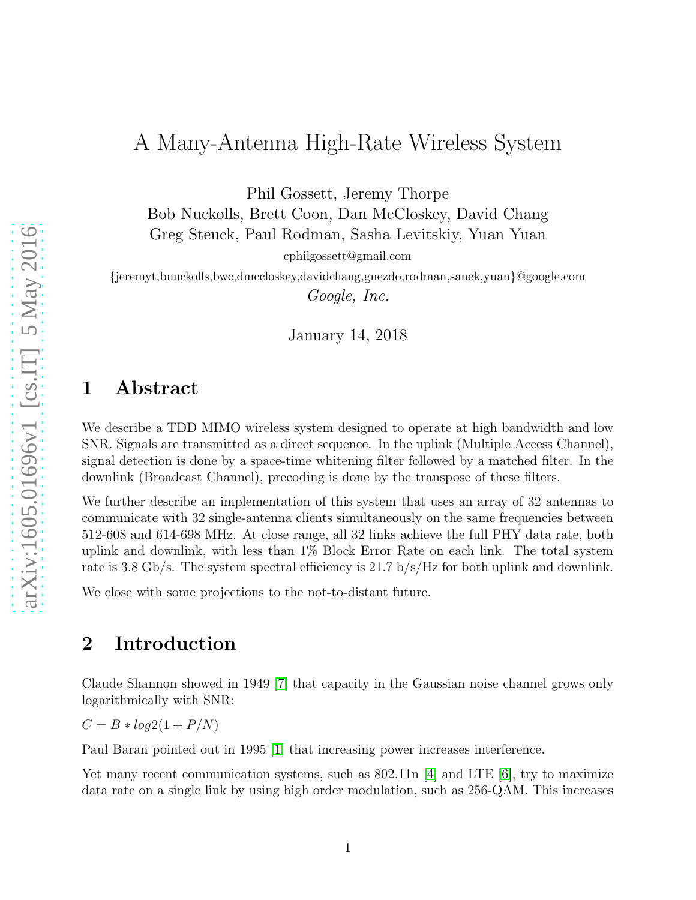# A Many-Antenna High-Rate Wireless System

Phil Gossett, Jeremy Thorpe
Bob Nuckolls, Brett Coon, Dan McCloskey, David Chang
Greg Steuck, Paul Rodman, Sasha Levitskiy, Yuan Yuan

cphilgossett@gmail.com

{jeremyt,bnuckolls,bwc,dmccloskey,davidchang,gnezdo,rodman,sanek,yuan}@google.com

*Google, Inc.*

January 14, 2018

## 1 Abstract

We describe a TDD MIMO wireless system designed to operate at high bandwidth and low SNR. Signals are transmitted as a direct sequence. In the uplink (Multiple Access Channel), signal detection is done by a space-time whitening filter followed by a matched filter. In the downlink (Broadcast Channel), precoding is done by the transpose of these filters.

We further describe an implementation of this system that uses an array of 32 antennas to communicate with 32 single-antenna clients simultaneously on the same frequencies between 512-608 and 614-698 MHz. At close range, all 32 links achieve the full PHY data rate, both uplink and downlink, with less than 1% Block Error Rate on each link. The total system rate is 3.8 Gb/s. The system spectral efficiency is 21.7 b/s/Hz for both uplink and downlink.

We close with some projections to the not-to-distant future.

## 2 Introduction

Claude Shannon showed in 1949 [7] that capacity in the Gaussian noise channel grows only logarithmically with SNR:

$C = B * log2(1 + P/N)$

Paul Baran pointed out in 1995 [1] that increasing power increases interference.

Yet many recent communication systems, such as 802.11n [4] and LTE [6], try to maximize data rate on a single link by using high order modulation, such as 256-QAM. This increases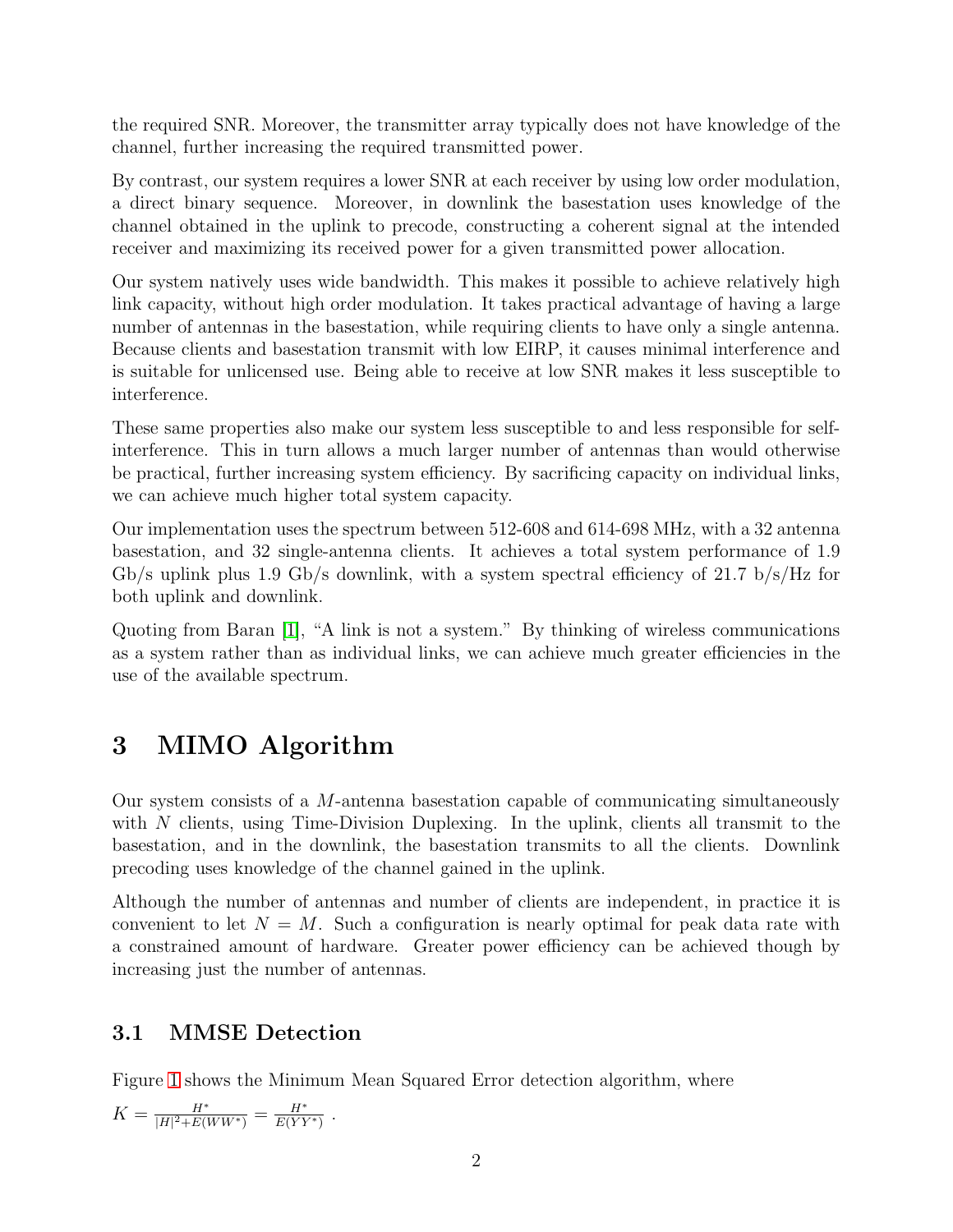the required SNR. Moreover, the transmitter array typically does not have knowledge of the channel, further increasing the required transmitted power.

By contrast, our system requires a lower SNR at each receiver by using low order modulation, a direct binary sequence. Moreover, in downlink the basestation uses knowledge of the channel obtained in the uplink to precode, constructing a coherent signal at the intended receiver and maximizing its received power for a given transmitted power allocation.

Our system natively uses wide bandwidth. This makes it possible to achieve relatively high link capacity, without high order modulation. It takes practical advantage of having a large number of antennas in the basestation, while requiring clients to have only a single antenna. Because clients and basestation transmit with low EIRP, it causes minimal interference and is suitable for unlicensed use. Being able to receive at low SNR makes it less susceptible to interference.

These same properties also make our system less susceptible to and less responsible for self-interference. This in turn allows a much larger number of antennas than would otherwise be practical, further increasing system efficiency. By sacrificing capacity on individual links, we can achieve much higher total system capacity.

Our implementation uses the spectrum between 512-608 and 614-698 MHz, with a 32 antenna basestation, and 32 single-antenna clients. It achieves a total system performance of 1.9 Gb/s uplink plus 1.9 Gb/s downlink, with a system spectral efficiency of 21.7 b/s/Hz for both uplink and downlink.

Quoting from Baran [1], "A link is not a system." By thinking of wireless communications as a system rather than as individual links, we can achieve much greater efficiencies in the use of the available spectrum.

# 3 MIMO Algorithm

Our system consists of a $M$-antenna basestation capable of communicating simultaneously with $N$ clients, using Time-Division Duplexing. In the uplink, clients all transmit to the basestation, and in the downlink, the basestation transmits to all the clients. Downlink precoding uses knowledge of the channel gained in the uplink.

Although the number of antennas and number of clients are independent, in practice it is convenient to let $N = M$. Such a configuration is nearly optimal for peak data rate with a constrained amount of hardware. Greater power efficiency can be achieved though by increasing just the number of antennas.

## 3.1 MMSE Detection

Figure 1 shows the Minimum Mean Squared Error detection algorithm, where

$K = \frac{H^*}{|H|^2 + E(WW^*)} = \frac{H^*}{E(YY^*)}$ .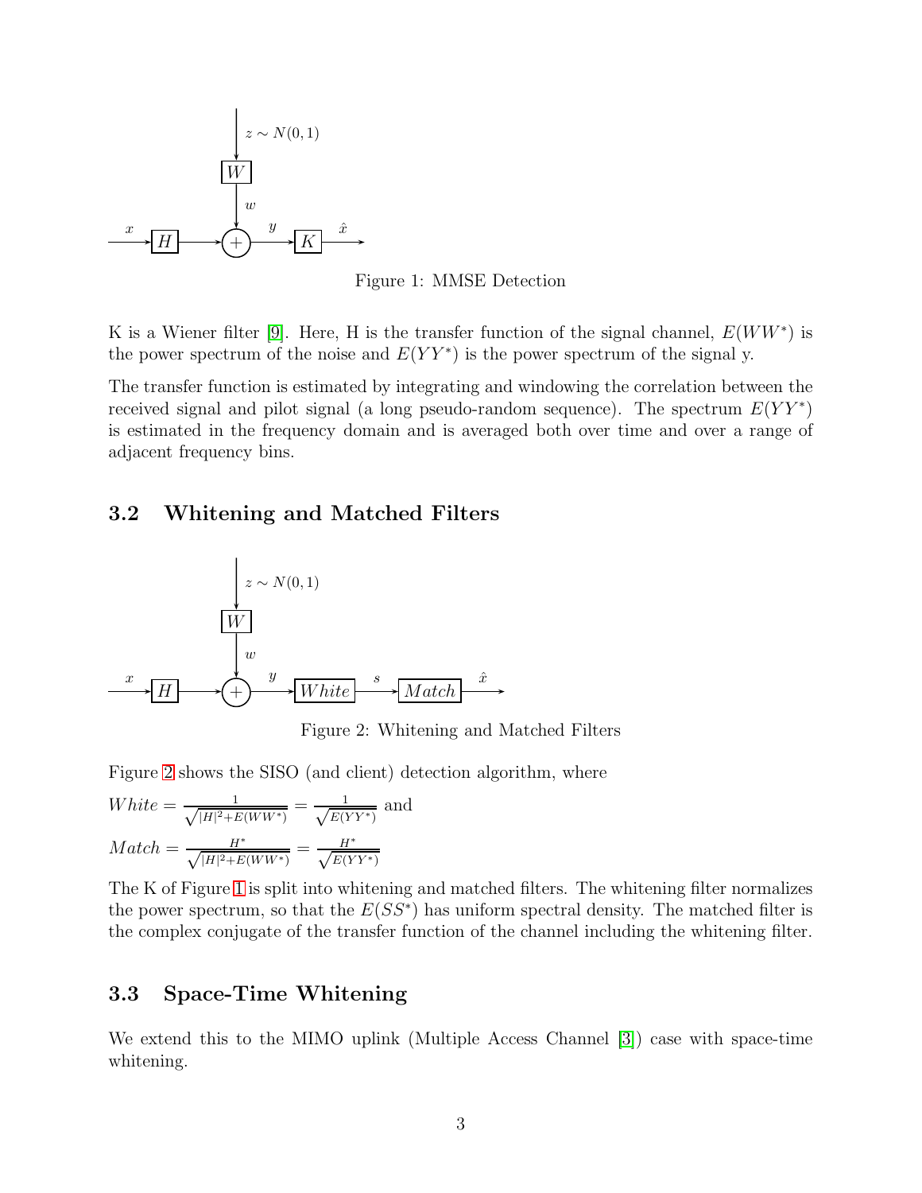Figure 1: MMSE Detection

K is a Wiener filter [9]. Here, H is the transfer function of the signal channel, $E(WW^*)$ is the power spectrum of the noise and $E(YY^*)$ is the power spectrum of the signal y.

The transfer function is estimated by integrating and windowing the correlation between the received signal and pilot signal (a long pseudo-random sequence). The spectrum $E(YY^*)$ is estimated in the frequency domain and is averaged both over time and over a range of adjacent frequency bins.

## 3.2 Whitening and Matched Filters

Figure 2: Whitening and Matched Filters

Figure 2 shows the SISO (and client) detection algorithm, where

$White = \frac{1}{\sqrt{|H|^2 + E(WW^*)}} = \frac{1}{\sqrt{E(YY^*)}}$ and

$Match = \frac{H^*}{\sqrt{|H|^2 + E(WW^*)}} = \frac{H^*}{\sqrt{E(YY^*)}}$

The K of Figure 1 is split into whitening and matched filters. The whitening filter normalizes the power spectrum, so that the $E(SS^*)$ has uniform spectral density. The matched filter is the complex conjugate of the transfer function of the channel including the whitening filter.

## 3.3 Space-Time Whitening

We extend this to the MIMO uplink (Multiple Access Channel [3]) case with space-time whitening.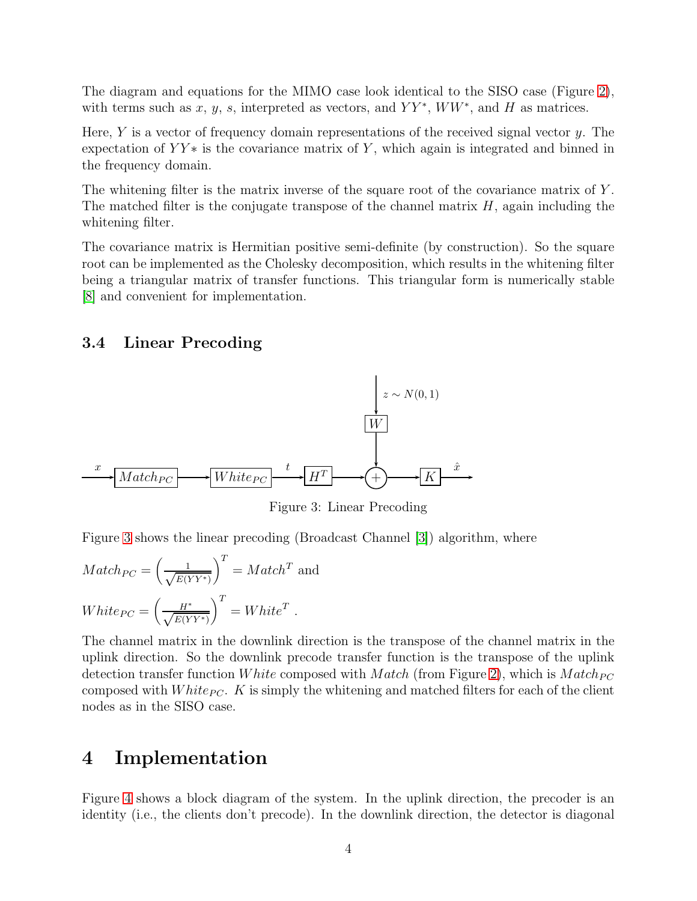The diagram and equations for the MIMO case look identical to the SISO case (Figure 2), with terms such as $x$, $y$, $s$, interpreted as vectors, and $YY^*$, $WW^*$, and $H$ as matrices.

Here, $Y$ is a vector of frequency domain representations of the received signal vector $y$. The expectation of $YY*$ is the covariance matrix of $Y$, which again is integrated and binned in the frequency domain.

The whitening filter is the matrix inverse of the square root of the covariance matrix of $Y$. The matched filter is the conjugate transpose of the channel matrix $H$, again including the whitening filter.

The covariance matrix is Hermitian positive semi-definite (by construction). So the square root can be implemented as the Cholesky decomposition, which results in the whitening filter being a triangular matrix of transfer functions. This triangular form is numerically stable [8] and convenient for implementation.

### 3.4 Linear Precoding

Figure 3: Linear Precoding

Figure 3 shows the linear precoding (Broadcast Channel [3]) algorithm, where

$Match_{PC} = \left(\frac{1}{\sqrt{E(YY^*)}}\right)^T = Match^T$ and

$White_{PC} = \left(\frac{H^*}{\sqrt{E(YY^*)}}\right)^T = White^T$ .

The channel matrix in the downlink direction is the transpose of the channel matrix in the uplink direction. So the downlink precode transfer function is the transpose of the uplink detection transfer function $White$ composed with $Match$ (from Figure 2), which is $Match_{PC}$ composed with $White_{PC}$. $K$ is simply the whitening and matched filters for each of the client nodes as in the SISO case.

## 4 Implementation

Figure 4 shows a block diagram of the system. In the uplink direction, the precoder is an identity (i.e., the clients don't precode). In the downlink direction, the detector is diagonal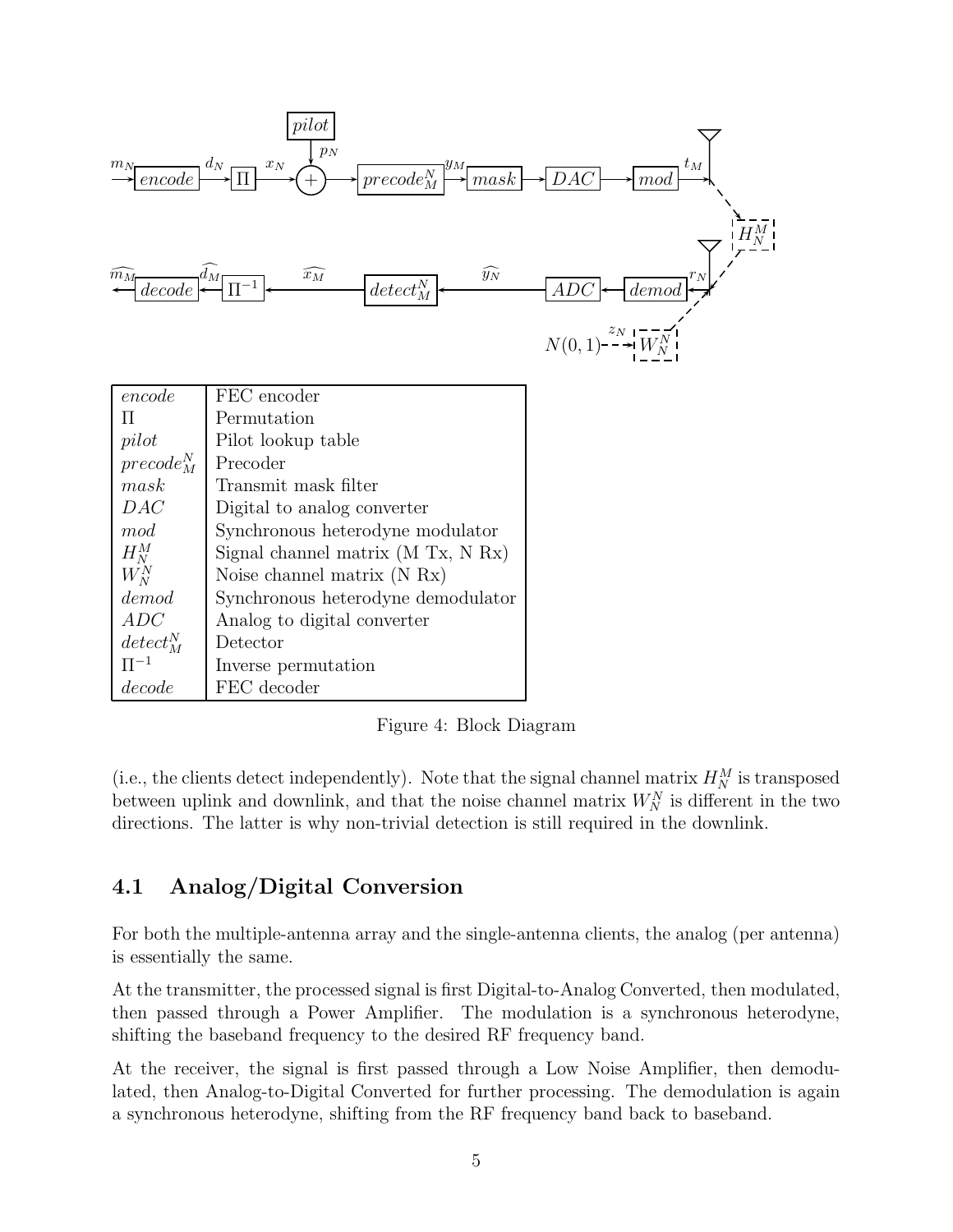| | |
|---|---|
| $encode$ | FEC encoder |
| $\Pi$ | Permutation |
| $pilot$ | Pilot lookup table |
| $precode_M^N$ | Precoder |
| $mask$ | Transmit mask filter |
| $DAC$ | Digital to analog converter |
| $mod$ | Synchronous heterodyne modulator |
| $H_N^M$ | Signal channel matrix (M Tx, N Rx) |
| $W_N^N$ | Noise channel matrix (N Rx) |
| $demod$ | Synchronous heterodyne demodulator |
| $ADC$ | Analog to digital converter |
| $detect_M^N$ | Detector |
| $\Pi^{-1}$ | Inverse permutation |
| $decode$ | FEC decoder |

Figure 4: Block Diagram

(i.e., the clients detect independently). Note that the signal channel matrix $H_N^M$ is transposed between uplink and downlink, and that the noise channel matrix $W_N^N$ is different in the two directions. The latter is why non-trivial detection is still required in the downlink.

## 4.1 Analog/Digital Conversion

For both the multiple-antenna array and the single-antenna clients, the analog (per antenna) is essentially the same.

At the transmitter, the processed signal is first Digital-to-Analog Converted, then modulated, then passed through a Power Amplifier. The modulation is a synchronous heterodyne, shifting the baseband frequency to the desired RF frequency band.

At the receiver, the signal is first passed through a Low Noise Amplifier, then demodulated, then Analog-to-Digital Converted for further processing. The demodulation is again a synchronous heterodyne, shifting from the RF frequency band back to baseband.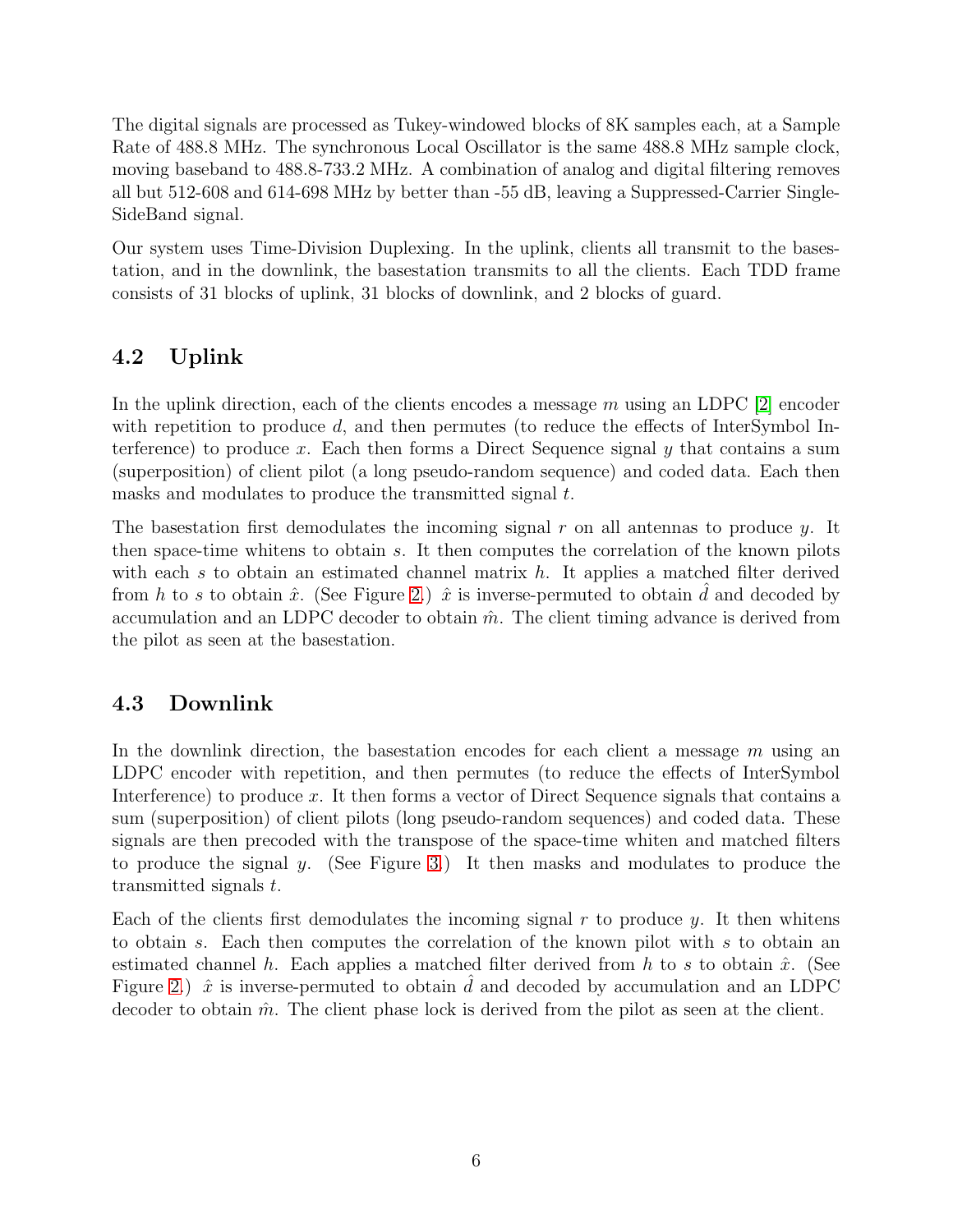The digital signals are processed as Tukey-windowed blocks of 8K samples each, at a Sample Rate of 488.8 MHz. The synchronous Local Oscillator is the same 488.8 MHz sample clock, moving baseband to 488.8-733.2 MHz. A combination of analog and digital filtering removes all but 512-608 and 614-698 MHz by better than -55 dB, leaving a Suppressed-Carrier Single-SideBand signal.

Our system uses Time-Division Duplexing. In the uplink, clients all transmit to the basestation, and in the downlink, the basestation transmits to all the clients. Each TDD frame consists of 31 blocks of uplink, 31 blocks of downlink, and 2 blocks of guard.

## 4.2 Uplink

In the uplink direction, each of the clients encodes a message $m$ using an LDPC [2] encoder with repetition to produce $d$, and then permutes (to reduce the effects of InterSymbol Interference) to produce $x$. Each then forms a Direct Sequence signal $y$ that contains a sum (superposition) of client pilot (a long pseudo-random sequence) and coded data. Each then masks and modulates to produce the transmitted signal $t$.

The basestation first demodulates the incoming signal $r$ on all antennas to produce $y$. It then space-time whitens to obtain $s$. It then computes the correlation of the known pilots with each $s$ to obtain an estimated channel matrix $h$. It applies a matched filter derived from $h$ to $s$ to obtain $\hat{x}$. (See Figure 2.) $\hat{x}$ is inverse-permuted to obtain $\hat{d}$ and decoded by accumulation and an LDPC decoder to obtain $\hat{m}$. The client timing advance is derived from the pilot as seen at the basestation.

## 4.3 Downlink

In the downlink direction, the basestation encodes for each client a message $m$ using an LDPC encoder with repetition, and then permutes (to reduce the effects of InterSymbol Interference) to produce $x$. It then forms a vector of Direct Sequence signals that contains a sum (superposition) of client pilots (long pseudo-random sequences) and coded data. These signals are then precoded with the transpose of the space-time whiten and matched filters to produce the signal $y$. (See Figure 3.) It then masks and modulates to produce the transmitted signals $t$.

Each of the clients first demodulates the incoming signal $r$ to produce $y$. It then whitens to obtain $s$. Each then computes the correlation of the known pilot with $s$ to obtain an estimated channel $h$. Each applies a matched filter derived from $h$ to $s$ to obtain $\hat{x}$. (See Figure 2.) $\hat{x}$ is inverse-permuted to obtain $\hat{d}$ and decoded by accumulation and an LDPC decoder to obtain $\hat{m}$. The client phase lock is derived from the pilot as seen at the client.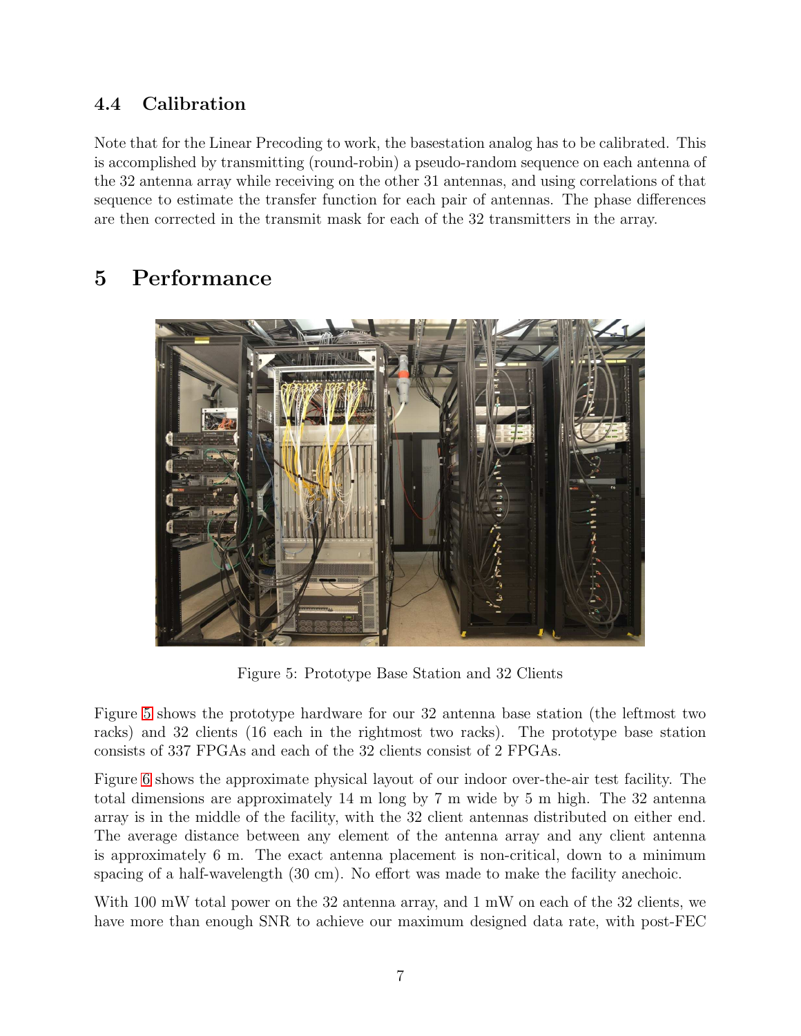### 4.4 Calibration

Note that for the Linear Precoding to work, the basestation analog has to be calibrated. This is accomplished by transmitting (round-robin) a pseudo-random sequence on each antenna of the 32 antenna array while receiving on the other 31 antennas, and using correlations of that sequence to estimate the transfer function for each pair of antennas. The phase differences are then corrected in the transmit mask for each of the 32 transmitters in the array.

## 5 Performance

Figure 5: Prototype Base Station and 32 Clients

Figure 5 shows the prototype hardware for our 32 antenna base station (the leftmost two racks) and 32 clients (16 each in the rightmost two racks). The prototype base station consists of 337 FPGAs and each of the 32 clients consist of 2 FPGAs.

Figure 6 shows the approximate physical layout of our indoor over-the-air test facility. The total dimensions are approximately 14 m long by 7 m wide by 5 m high. The 32 antenna array is in the middle of the facility, with the 32 client antennas distributed on either end. The average distance between any element of the antenna array and any client antenna is approximately 6 m. The exact antenna placement is non-critical, down to a minimum spacing of a half-wavelength (30 cm). No effort was made to make the facility anechoic.

With 100 mW total power on the 32 antenna array, and 1 mW on each of the 32 clients, we have more than enough SNR to achieve our maximum designed data rate, with post-FEC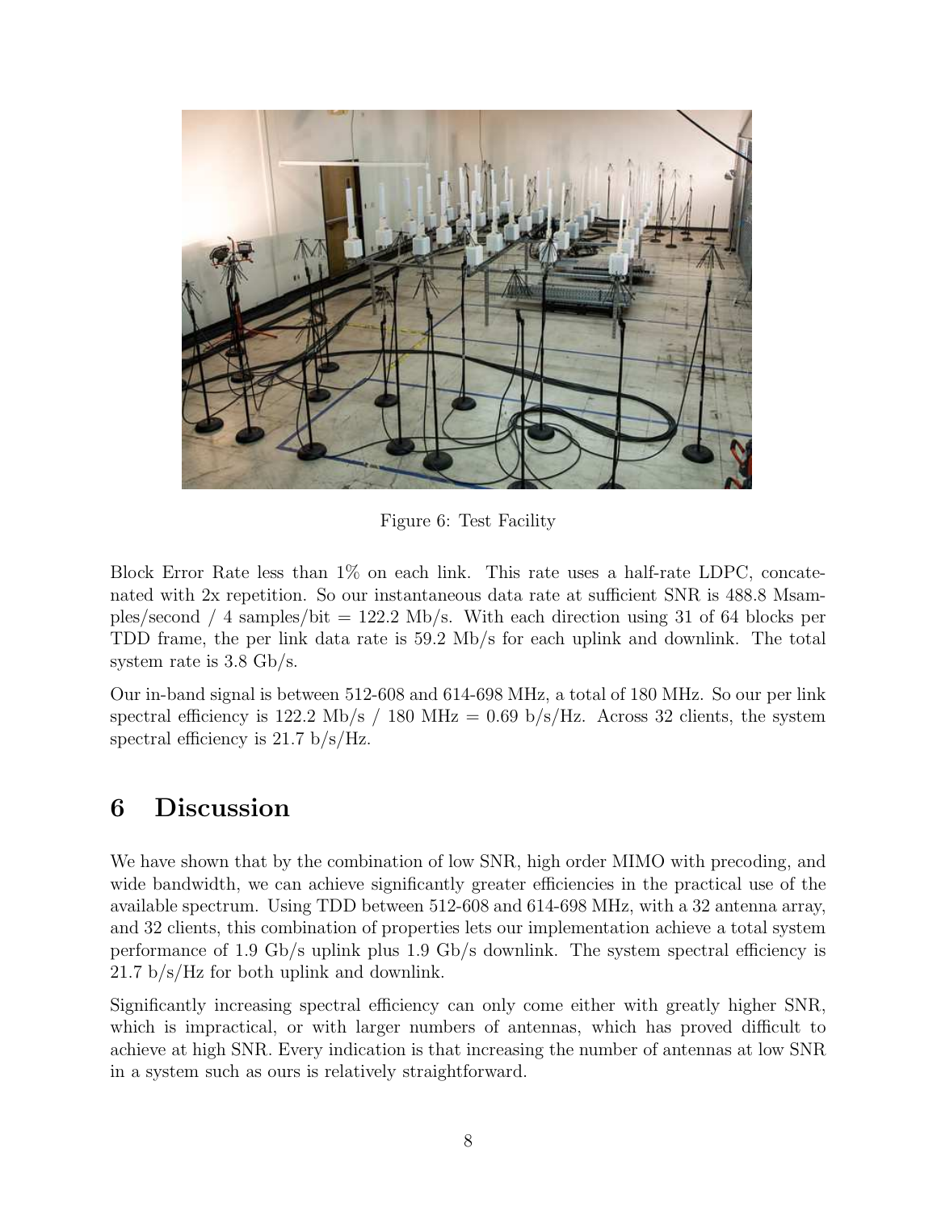Figure 6: Test Facility

Block Error Rate less than 1% on each link. This rate uses a half-rate LDPC, concatenated with 2x repetition. So our instantaneous data rate at sufficient SNR is 488.8 Msamples/second / 4 samples/bit = 122.2 Mb/s. With each direction using 31 of 64 blocks per TDD frame, the per link data rate is 59.2 Mb/s for each uplink and downlink. The total system rate is 3.8 Gb/s.

Our in-band signal is between 512-608 and 614-698 MHz, a total of 180 MHz. So our per link spectral efficiency is 122.2 Mb/s / 180 MHz = 0.69 b/s/Hz. Across 32 clients, the system spectral efficiency is 21.7 b/s/Hz.

## 6 Discussion

We have shown that by the combination of low SNR, high order MIMO with precoding, and wide bandwidth, we can achieve significantly greater efficiencies in the practical use of the available spectrum. Using TDD between 512-608 and 614-698 MHz, with a 32 antenna array, and 32 clients, this combination of properties lets our implementation achieve a total system performance of 1.9 Gb/s uplink plus 1.9 Gb/s downlink. The system spectral efficiency is 21.7 b/s/Hz for both uplink and downlink.

Significantly increasing spectral efficiency can only come either with greatly higher SNR, which is impractical, or with larger numbers of antennas, which has proved difficult to achieve at high SNR. Every indication is that increasing the number of antennas at low SNR in a system such as ours is relatively straightforward.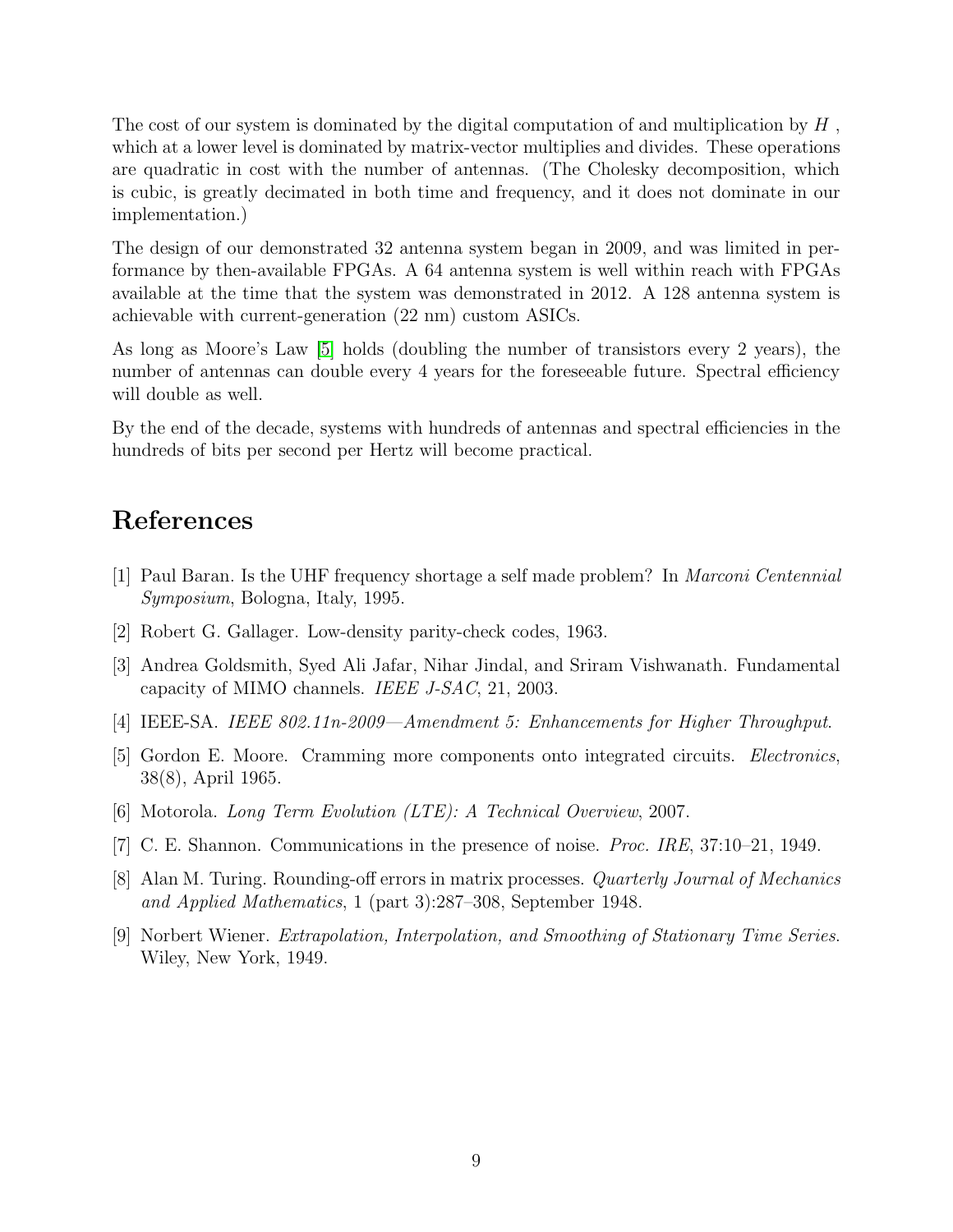The cost of our system is dominated by the digital computation of and multiplication by $H$ , which at a lower level is dominated by matrix-vector multiplies and divides. These operations are quadratic in cost with the number of antennas. (The Cholesky decomposition, which is cubic, is greatly decimated in both time and frequency, and it does not dominate in our implementation.)

The design of our demonstrated 32 antenna system began in 2009, and was limited in performance by then-available FPGAs. A 64 antenna system is well within reach with FPGAs available at the time that the system was demonstrated in 2012. A 128 antenna system is achievable with current-generation (22 nm) custom ASICs.

As long as Moore's Law [5] holds (doubling the number of transistors every 2 years), the number of antennas can double every 4 years for the foreseeable future. Spectral efficiency will double as well.

By the end of the decade, systems with hundreds of antennas and spectral efficiencies in the hundreds of bits per second per Hertz will become practical.

## References

[1] Paul Baran. Is the UHF frequency shortage a self made problem? In *Marconi Centennial Symposium*, Bologna, Italy, 1995.

[2] Robert G. Gallager. Low-density parity-check codes, 1963.

[3] Andrea Goldsmith, Syed Ali Jafar, Nihar Jindal, and Sriram Vishwanath. Fundamental capacity of MIMO channels. *IEEE J-SAC*, 21, 2003.

[4] IEEE-SA. *IEEE 802.11n-2009—Amendment 5: Enhancements for Higher Throughput*.

[5] Gordon E. Moore. Cramming more components onto integrated circuits. *Electronics*, 38(8), April 1965.

[6] Motorola. *Long Term Evolution (LTE): A Technical Overview*, 2007.

[7] C. E. Shannon. Communications in the presence of noise. *Proc. IRE*, 37:10–21, 1949.

[8] Alan M. Turing. Rounding-off errors in matrix processes. *Quarterly Journal of Mechanics and Applied Mathematics*, 1 (part 3):287–308, September 1948.

[9] Norbert Wiener. *Extrapolation, Interpolation, and Smoothing of Stationary Time Series*. Wiley, New York, 1949.